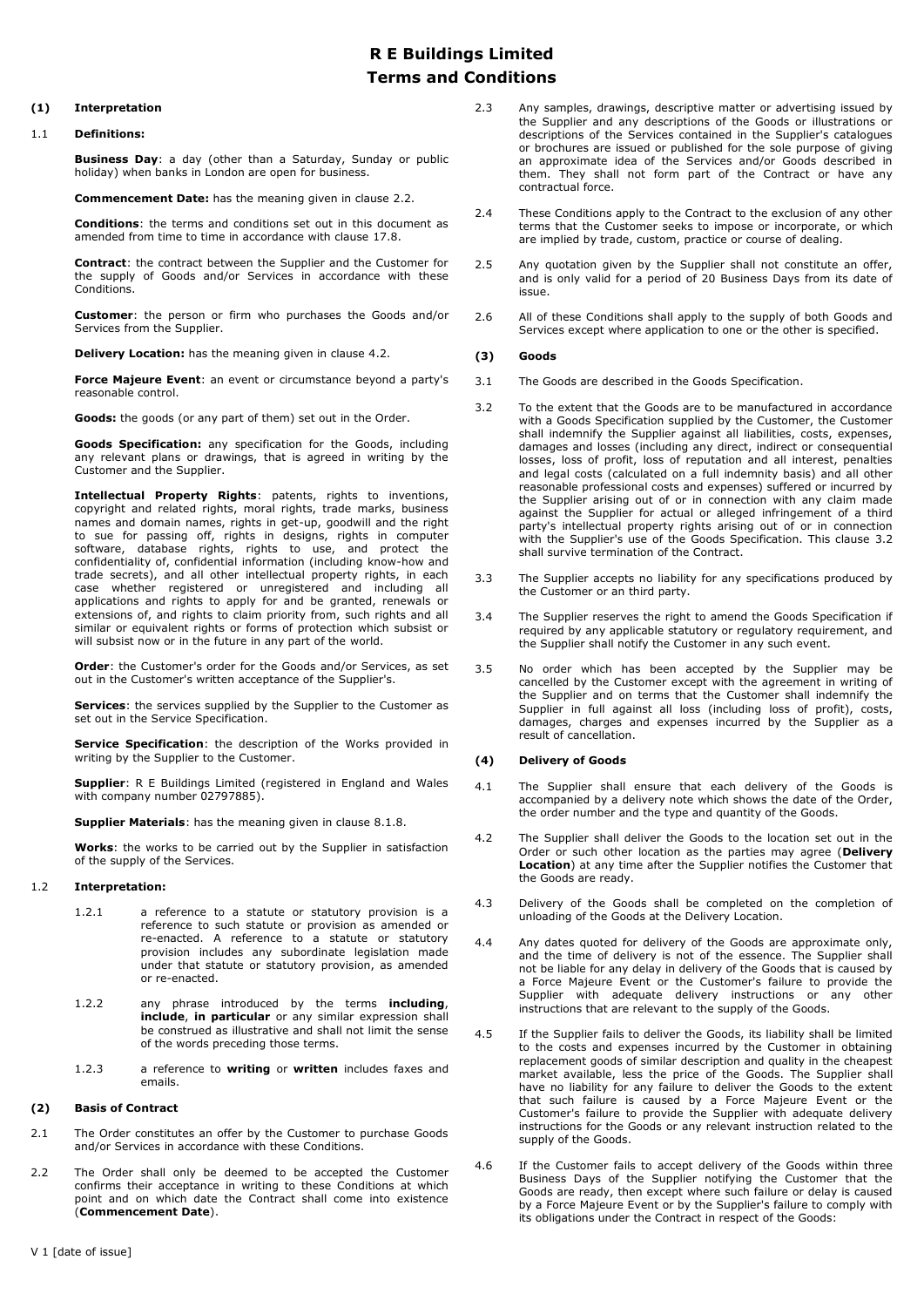# R E Buildings Limited
# Terms and Conditions

## (1) Interpretation

1.1 **Definitions:**

**Business Day**: a day (other than a Saturday, Sunday or public holiday) when banks in London are open for business.

**Commencement Date:** has the meaning given in clause 2.2.

**Conditions**: the terms and conditions set out in this document as amended from time to time in accordance with clause 17.8.

**Contract**: the contract between the Supplier and the Customer for the supply of Goods and/or Services in accordance with these Conditions.

**Customer**: the person or firm who purchases the Goods and/or Services from the Supplier.

**Delivery Location:** has the meaning given in clause 4.2.

**Force Majeure Event**: an event or circumstance beyond a party's reasonable control.

**Goods:** the goods (or any part of them) set out in the Order.

**Goods Specification:** any specification for the Goods, including any relevant plans or drawings, that is agreed in writing by the Customer and the Supplier.

**Intellectual Property Rights**: patents, rights to inventions, copyright and related rights, moral rights, trade marks, business names and domain names, rights in get-up, goodwill and the right to sue for passing off, rights in designs, rights in computer software, database rights, rights to use, and protect the confidentiality of, confidential information (including know-how and trade secrets), and all other intellectual property rights, in each case whether registered or unregistered and including all applications and rights to apply for and be granted, renewals or extensions of, and rights to claim priority from, such rights and all similar or equivalent rights or forms of protection which subsist or will subsist now or in the future in any part of the world.

**Order**: the Customer's order for the Goods and/or Services, as set out in the Customer's written acceptance of the Supplier's.

**Services**: the services supplied by the Supplier to the Customer as set out in the Service Specification.

**Service Specification**: the description of the Works provided in writing by the Supplier to the Customer.

**Supplier**: R E Buildings Limited (registered in England and Wales with company number 02797885).

**Supplier Materials**: has the meaning given in clause 8.1.8.

**Works**: the works to be carried out by the Supplier in satisfaction of the supply of the Services.

1.2 **Interpretation:**

1.2.1 a reference to a statute or statutory provision is a reference to such statute or provision as amended or re-enacted. A reference to a statute or statutory provision includes any subordinate legislation made under that statute or statutory provision, as amended or re-enacted.

1.2.2 any phrase introduced by the terms **including**, **include**, **in particular** or any similar expression shall be construed as illustrative and shall not limit the sense of the words preceding those terms.

1.2.3 a reference to **writing** or **written** includes faxes and emails.

## (2) Basis of Contract

2.1 The Order constitutes an offer by the Customer to purchase Goods and/or Services in accordance with these Conditions.

2.2 The Order shall only be deemed to be accepted the Customer confirms their acceptance in writing to these Conditions at which point and on which date the Contract shall come into existence (**Commencement Date**).

2.3 Any samples, drawings, descriptive matter or advertising issued by the Supplier and any descriptions of the Goods or illustrations or descriptions of the Services contained in the Supplier's catalogues or brochures are issued or published for the sole purpose of giving an approximate idea of the Services and/or Goods described in them. They shall not form part of the Contract or have any contractual force.

2.4 These Conditions apply to the Contract to the exclusion of any other terms that the Customer seeks to impose or incorporate, or which are implied by trade, custom, practice or course of dealing.

2.5 Any quotation given by the Supplier shall not constitute an offer, and is only valid for a period of 20 Business Days from its date of issue.

2.6 All of these Conditions shall apply to the supply of both Goods and Services except where application to one or the other is specified.

## (3) Goods

3.1 The Goods are described in the Goods Specification.

3.2 To the extent that the Goods are to be manufactured in accordance with a Goods Specification supplied by the Customer, the Customer shall indemnify the Supplier against all liabilities, costs, expenses, damages and losses (including any direct, indirect or consequential losses, loss of profit, loss of reputation and all interest, penalties and legal costs (calculated on a full indemnity basis) and all other reasonable professional costs and expenses) suffered or incurred by the Supplier arising out of or in connection with any claim made against the Supplier for actual or alleged infringement of a third party's intellectual property rights arising out of or in connection with the Supplier's use of the Goods Specification. This clause 3.2 shall survive termination of the Contract.

3.3 The Supplier accepts no liability for any specifications produced by the Customer or an third party.

3.4 The Supplier reserves the right to amend the Goods Specification if required by any applicable statutory or regulatory requirement, and the Supplier shall notify the Customer in any such event.

3.5 No order which has been accepted by the Supplier may be cancelled by the Customer except with the agreement in writing of the Supplier and on terms that the Customer shall indemnify the Supplier in full against all loss (including loss of profit), costs, damages, charges and expenses incurred by the Supplier as a result of cancellation.

## (4) Delivery of Goods

4.1 The Supplier shall ensure that each delivery of the Goods is accompanied by a delivery note which shows the date of the Order, the order number and the type and quantity of the Goods.

4.2 The Supplier shall deliver the Goods to the location set out in the Order or such other location as the parties may agree (**Delivery Location**) at any time after the Supplier notifies the Customer that the Goods are ready.

4.3 Delivery of the Goods shall be completed on the completion of unloading of the Goods at the Delivery Location.

4.4 Any dates quoted for delivery of the Goods are approximate only, and the time of delivery is not of the essence. The Supplier shall not be liable for any delay in delivery of the Goods that is caused by a Force Majeure Event or the Customer's failure to provide the Supplier with adequate delivery instructions or any other instructions that are relevant to the supply of the Goods.

4.5 If the Supplier fails to deliver the Goods, its liability shall be limited to the costs and expenses incurred by the Customer in obtaining replacement goods of similar description and quality in the cheapest market available, less the price of the Goods. The Supplier shall have no liability for any failure to deliver the Goods to the extent that such failure is caused by a Force Majeure Event or the Customer's failure to provide the Supplier with adequate delivery instructions for the Goods or any relevant instruction related to the supply of the Goods.

4.6 If the Customer fails to accept delivery of the Goods within three Business Days of the Supplier notifying the Customer that the Goods are ready, then except where such failure or delay is caused by a Force Majeure Event or by the Supplier's failure to comply with its obligations under the Contract in respect of the Goods:

V 1 [date of issue]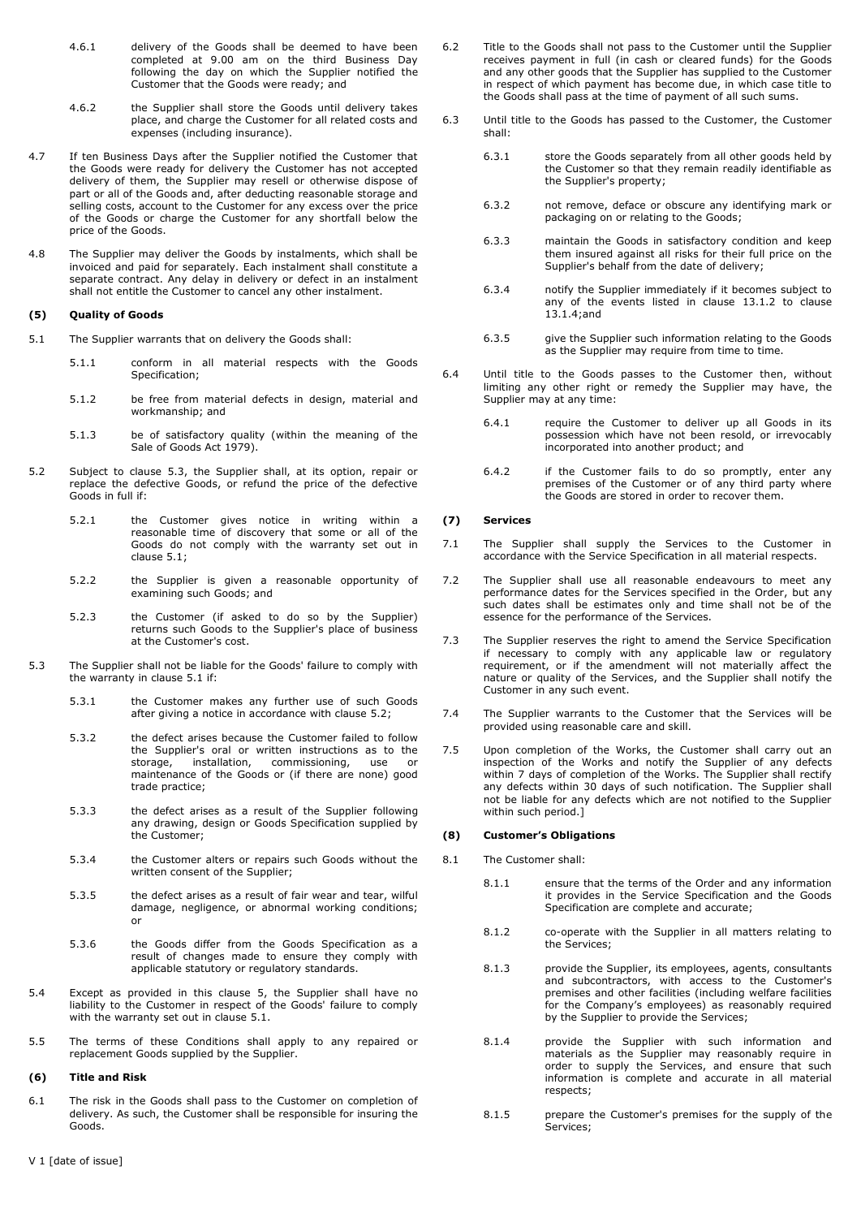4.6.1 delivery of the Goods shall be deemed to have been completed at 9.00 am on the third Business Day following the day on which the Supplier notified the Customer that the Goods were ready; and

4.6.2 the Supplier shall store the Goods until delivery takes place, and charge the Customer for all related costs and expenses (including insurance).

4.7 If ten Business Days after the Supplier notified the Customer that the Goods were ready for delivery the Customer has not accepted delivery of them, the Supplier may resell or otherwise dispose of part or all of the Goods and, after deducting reasonable storage and selling costs, account to the Customer for any excess over the price of the Goods or charge the Customer for any shortfall below the price of the Goods.

4.8 The Supplier may deliver the Goods by instalments, which shall be invoiced and paid for separately. Each instalment shall constitute a separate contract. Any delay in delivery or defect in an instalment shall not entitle the Customer to cancel any other instalment.

**(5) Quality of Goods**

5.1 The Supplier warrants that on delivery the Goods shall:

5.1.1 conform in all material respects with the Goods Specification;

5.1.2 be free from material defects in design, material and workmanship; and

5.1.3 be of satisfactory quality (within the meaning of the Sale of Goods Act 1979).

5.2 Subject to clause 5.3, the Supplier shall, at its option, repair or replace the defective Goods, or refund the price of the defective Goods in full if:

5.2.1 the Customer gives notice in writing within a reasonable time of discovery that some or all of the Goods do not comply with the warranty set out in clause 5.1;

5.2.2 the Supplier is given a reasonable opportunity of examining such Goods; and

5.2.3 the Customer (if asked to do so by the Supplier) returns such Goods to the Supplier's place of business at the Customer's cost.

5.3 The Supplier shall not be liable for the Goods' failure to comply with the warranty in clause 5.1 if:

5.3.1 the Customer makes any further use of such Goods after giving a notice in accordance with clause 5.2;

5.3.2 the defect arises because the Customer failed to follow the Supplier's oral or written instructions as to the storage, installation, commissioning, use or maintenance of the Goods or (if there are none) good trade practice;

5.3.3 the defect arises as a result of the Supplier following any drawing, design or Goods Specification supplied by the Customer;

5.3.4 the Customer alters or repairs such Goods without the written consent of the Supplier;

5.3.5 the defect arises as a result of fair wear and tear, wilful damage, negligence, or abnormal working conditions; or

5.3.6 the Goods differ from the Goods Specification as a result of changes made to ensure they comply with applicable statutory or regulatory standards.

5.4 Except as provided in this clause 5, the Supplier shall have no liability to the Customer in respect of the Goods' failure to comply with the warranty set out in clause 5.1.

5.5 The terms of these Conditions shall apply to any repaired or replacement Goods supplied by the Supplier.

**(6) Title and Risk**

6.1 The risk in the Goods shall pass to the Customer on completion of delivery. As such, the Customer shall be responsible for insuring the Goods.

6.2 Title to the Goods shall not pass to the Customer until the Supplier receives payment in full (in cash or cleared funds) for the Goods and any other goods that the Supplier has supplied to the Customer in respect of which payment has become due, in which case title to the Goods shall pass at the time of payment of all such sums.

6.3 Until title to the Goods has passed to the Customer, the Customer shall:

6.3.1 store the Goods separately from all other goods held by the Customer so that they remain readily identifiable as the Supplier's property;

6.3.2 not remove, deface or obscure any identifying mark or packaging on or relating to the Goods;

6.3.3 maintain the Goods in satisfactory condition and keep them insured against all risks for their full price on the Supplier's behalf from the date of delivery;

6.3.4 notify the Supplier immediately if it becomes subject to any of the events listed in clause 13.1.2 to clause 13.1.4;and

6.3.5 give the Supplier such information relating to the Goods as the Supplier may require from time to time.

6.4 Until title to the Goods passes to the Customer then, without limiting any other right or remedy the Supplier may have, the Supplier may at any time:

6.4.1 require the Customer to deliver up all Goods in its possession which have not been resold, or irrevocably incorporated into another product; and

6.4.2 if the Customer fails to do so promptly, enter any premises of the Customer or of any third party where the Goods are stored in order to recover them.

**(7) Services**

7.1 The Supplier shall supply the Services to the Customer in accordance with the Service Specification in all material respects.

7.2 The Supplier shall use all reasonable endeavours to meet any performance dates for the Services specified in the Order, but any such dates shall be estimates only and time shall not be of the essence for the performance of the Services.

7.3 The Supplier reserves the right to amend the Service Specification if necessary to comply with any applicable law or regulatory requirement, or if the amendment will not materially affect the nature or quality of the Services, and the Supplier shall notify the Customer in any such event.

7.4 The Supplier warrants to the Customer that the Services will be provided using reasonable care and skill.

7.5 Upon completion of the Works, the Customer shall carry out an inspection of the Works and notify the Supplier of any defects within 7 days of completion of the Works. The Supplier shall rectify any defects within 30 days of such notification. The Supplier shall not be liable for any defects which are not notified to the Supplier within such period.]

**(8) Customer's Obligations**

8.1 The Customer shall:

8.1.1 ensure that the terms of the Order and any information it provides in the Service Specification and the Goods Specification are complete and accurate;

8.1.2 co-operate with the Supplier in all matters relating to the Services;

8.1.3 provide the Supplier, its employees, agents, consultants and subcontractors, with access to the Customer's premises and other facilities (including welfare facilities for the Company's employees) as reasonably required by the Supplier to provide the Services;

8.1.4 provide the Supplier with such information and materials as the Supplier may reasonably require in order to supply the Services, and ensure that such information is complete and accurate in all material respects;

8.1.5 prepare the Customer's premises for the supply of the Services;

V 1 [date of issue]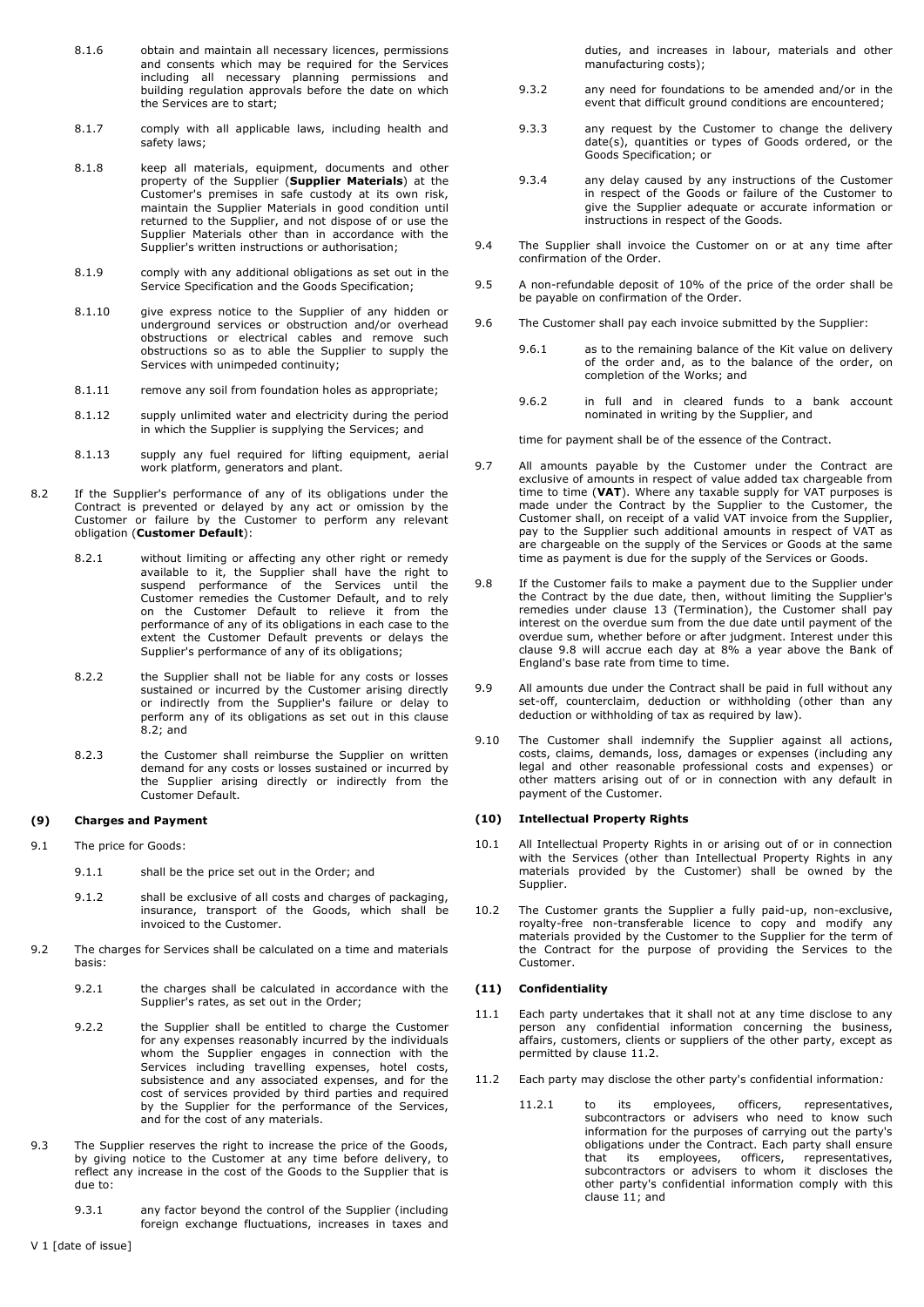8.1.6 obtain and maintain all necessary licences, permissions and consents which may be required for the Services including all necessary planning permissions and building regulation approvals before the date on which the Services are to start;

8.1.7 comply with all applicable laws, including health and safety laws;

8.1.8 keep all materials, equipment, documents and other property of the Supplier (**Supplier Materials**) at the Customer's premises in safe custody at its own risk, maintain the Supplier Materials in good condition until returned to the Supplier, and not dispose of or use the Supplier Materials other than in accordance with the Supplier's written instructions or authorisation;

8.1.9 comply with any additional obligations as set out in the Service Specification and the Goods Specification;

8.1.10 give express notice to the Supplier of any hidden or underground services or obstruction and/or overhead obstructions or electrical cables and remove such obstructions so as to able the Supplier to supply the Services with unimpeded continuity;

8.1.11 remove any soil from foundation holes as appropriate;

8.1.12 supply unlimited water and electricity during the period in which the Supplier is supplying the Services; and

8.1.13 supply any fuel required for lifting equipment, aerial work platform, generators and plant.

8.2 If the Supplier's performance of any of its obligations under the Contract is prevented or delayed by any act or omission by the Customer or failure by the Customer to perform any relevant obligation (**Customer Default**):

8.2.1 without limiting or affecting any other right or remedy available to it, the Supplier shall have the right to suspend performance of the Services until the Customer remedies the Customer Default, and to rely on the Customer Default to relieve it from the performance of any of its obligations in each case to the extent the Customer Default prevents or delays the Supplier's performance of any of its obligations;

8.2.2 the Supplier shall not be liable for any costs or losses sustained or incurred by the Customer arising directly or indirectly from the Supplier's failure or delay to perform any of its obligations as set out in this clause 8.2; and

8.2.3 the Customer shall reimburse the Supplier on written demand for any costs or losses sustained or incurred by the Supplier arising directly or indirectly from the Customer Default.

### (9) Charges and Payment

9.1 The price for Goods:

9.1.1 shall be the price set out in the Order; and

9.1.2 shall be exclusive of all costs and charges of packaging, insurance, transport of the Goods, which shall be invoiced to the Customer.

9.2 The charges for Services shall be calculated on a time and materials basis:

9.2.1 the charges shall be calculated in accordance with the Supplier's rates, as set out in the Order;

9.2.2 the Supplier shall be entitled to charge the Customer for any expenses reasonably incurred by the individuals whom the Supplier engages in connection with the Services including travelling expenses, hotel costs, subsistence and any associated expenses, and for the cost of services provided by third parties and required by the Supplier for the performance of the Services, and for the cost of any materials.

9.3 The Supplier reserves the right to increase the price of the Goods, by giving notice to the Customer at any time before delivery, to reflect any increase in the cost of the Goods to the Supplier that is due to:

9.3.1 any factor beyond the control of the Supplier (including foreign exchange fluctuations, increases in taxes and duties, and increases in labour, materials and other manufacturing costs);

9.3.2 any need for foundations to be amended and/or in the event that difficult ground conditions are encountered;

9.3.3 any request by the Customer to change the delivery date(s), quantities or types of Goods ordered, or the Goods Specification; or

9.3.4 any delay caused by any instructions of the Customer in respect of the Goods or failure of the Customer to give the Supplier adequate or accurate information or instructions in respect of the Goods.

9.4 The Supplier shall invoice the Customer on or at any time after confirmation of the Order.

9.5 A non-refundable deposit of 10% of the price of the order shall be be payable on confirmation of the Order.

9.6 The Customer shall pay each invoice submitted by the Supplier:

9.6.1 as to the remaining balance of the Kit value on delivery of the order and, as to the balance of the order, on completion of the Works; and

9.6.2 in full and in cleared funds to a bank account nominated in writing by the Supplier, and

time for payment shall be of the essence of the Contract.

9.7 All amounts payable by the Customer under the Contract are exclusive of amounts in respect of value added tax chargeable from time to time (**VAT**). Where any taxable supply for VAT purposes is made under the Contract by the Supplier to the Customer, the Customer shall, on receipt of a valid VAT invoice from the Supplier, pay to the Supplier such additional amounts in respect of VAT as are chargeable on the supply of the Services or Goods at the same time as payment is due for the supply of the Services or Goods.

9.8 If the Customer fails to make a payment due to the Supplier under the Contract by the due date, then, without limiting the Supplier's remedies under clause 13 (Termination), the Customer shall pay interest on the overdue sum from the due date until payment of the overdue sum, whether before or after judgment. Interest under this clause 9.8 will accrue each day at 8% a year above the Bank of England's base rate from time to time.

9.9 All amounts due under the Contract shall be paid in full without any set-off, counterclaim, deduction or withholding (other than any deduction or withholding of tax as required by law).

9.10 The Customer shall indemnify the Supplier against all actions, costs, claims, demands, loss, damages or expenses (including any legal and other reasonable professional costs and expenses) or other matters arising out of or in connection with any default in payment of the Customer.

### (10) Intellectual Property Rights

10.1 All Intellectual Property Rights in or arising out of or in connection with the Services (other than Intellectual Property Rights in any materials provided by the Customer) shall be owned by the Supplier.

10.2 The Customer grants the Supplier a fully paid-up, non-exclusive, royalty-free non-transferable licence to copy and modify any materials provided by the Customer to the Supplier for the term of the Contract for the purpose of providing the Services to the Customer.

### (11) Confidentiality

11.1 Each party undertakes that it shall not at any time disclose to any person any confidential information concerning the business, affairs, customers, clients or suppliers of the other party, except as permitted by clause 11.2.

11.2 Each party may disclose the other party's confidential information*:*

11.2.1 to its employees, officers, representatives, subcontractors or advisers who need to know such information for the purposes of carrying out the party's obligations under the Contract. Each party shall ensure that its employees, officers, representatives, subcontractors or advisers to whom it discloses the other party's confidential information comply with this clause 11; and

V 1 [date of issue]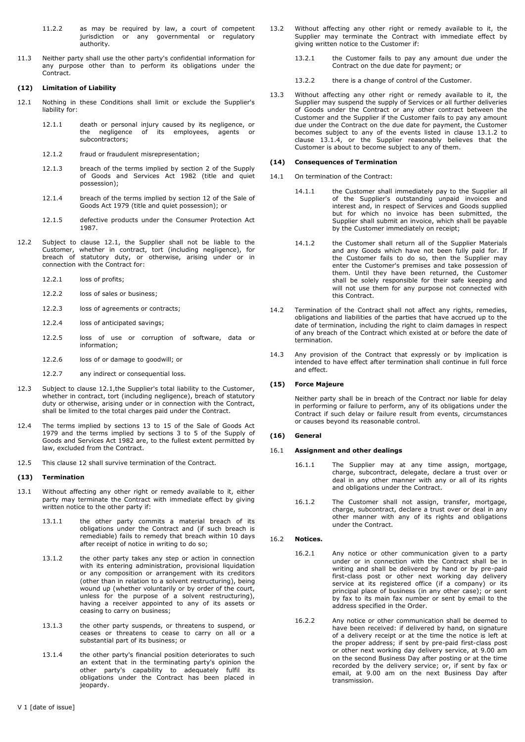11.2.2 as may be required by law, a court of competent jurisdiction or any governmental or regulatory authority.

11.3 Neither party shall use the other party's confidential information for any purpose other than to perform its obligations under the Contract.

**(12) Limitation of Liability**

12.1 Nothing in these Conditions shall limit or exclude the Supplier's liability for:

12.1.1 death or personal injury caused by its negligence, or the negligence of its employees, agents or subcontractors;

12.1.2 fraud or fraudulent misrepresentation;

12.1.3 breach of the terms implied by section 2 of the Supply of Goods and Services Act 1982 (title and quiet possession);

12.1.4 breach of the terms implied by section 12 of the Sale of Goods Act 1979 (title and quiet possession); or

12.1.5 defective products under the Consumer Protection Act 1987.

12.2 Subject to clause 12.1, the Supplier shall not be liable to the Customer, whether in contract, tort (including negligence), for breach of statutory duty, or otherwise, arising under or in connection with the Contract for:

12.2.1 loss of profits;

12.2.2 loss of sales or business;

12.2.3 loss of agreements or contracts;

12.2.4 loss of anticipated savings;

12.2.5 loss of use or corruption of software, data or information;

12.2.6 loss of or damage to goodwill; or

12.2.7 any indirect or consequential loss.

12.3 Subject to clause 12.1,the Supplier's total liability to the Customer, whether in contract, tort (including negligence), breach of statutory duty or otherwise, arising under or in connection with the Contract, shall be limited to the total charges paid under the Contract.

12.4 The terms implied by sections 13 to 15 of the Sale of Goods Act 1979 and the terms implied by sections 3 to 5 of the Supply of Goods and Services Act 1982 are, to the fullest extent permitted by law, excluded from the Contract.

12.5 This clause 12 shall survive termination of the Contract.

**(13) Termination**

13.1 Without affecting any other right or remedy available to it, either party may terminate the Contract with immediate effect by giving written notice to the other party if:

13.1.1 the other party commits a material breach of its obligations under the Contract and (if such breach is remediable) fails to remedy that breach within 10 days after receipt of notice in writing to do so;

13.1.2 the other party takes any step or action in connection with its entering administration, provisional liquidation or any composition or arrangement with its creditors (other than in relation to a solvent restructuring), being wound up (whether voluntarily or by order of the court, unless for the purpose of a solvent restructuring), having a receiver appointed to any of its assets or ceasing to carry on business;

13.1.3 the other party suspends, or threatens to suspend, or ceases or threatens to cease to carry on all or a substantial part of its business; or

13.1.4 the other party's financial position deteriorates to such an extent that in the terminating party's opinion the other party's capability to adequately fulfil its obligations under the Contract has been placed in jeopardy.

13.2 Without affecting any other right or remedy available to it, the Supplier may terminate the Contract with immediate effect by giving written notice to the Customer if:

13.2.1 the Customer fails to pay any amount due under the Contract on the due date for payment; or

13.2.2 there is a change of control of the Customer.

13.3 Without affecting any other right or remedy available to it, the Supplier may suspend the supply of Services or all further deliveries of Goods under the Contract or any other contract between the Customer and the Supplier if the Customer fails to pay any amount due under the Contract on the due date for payment, the Customer becomes subject to any of the events listed in clause 13.1.2 to clause 13.1.4, or the Supplier reasonably believes that the Customer is about to become subject to any of them.

**(14) Consequences of Termination**

14.1 On termination of the Contract:

14.1.1 the Customer shall immediately pay to the Supplier all of the Supplier's outstanding unpaid invoices and interest and, in respect of Services and Goods supplied but for which no invoice has been submitted, the Supplier shall submit an invoice, which shall be payable by the Customer immediately on receipt;

14.1.2 the Customer shall return all of the Supplier Materials and any Goods which have not been fully paid for. If the Customer fails to do so, then the Supplier may enter the Customer's premises and take possession of them. Until they have been returned, the Customer shall be solely responsible for their safe keeping and will not use them for any purpose not connected with this Contract.

14.2 Termination of the Contract shall not affect any rights, remedies, obligations and liabilities of the parties that have accrued up to the date of termination, including the right to claim damages in respect of any breach of the Contract which existed at or before the date of termination.

14.3 Any provision of the Contract that expressly or by implication is intended to have effect after termination shall continue in full force and effect.

**(15) Force Majeure**

Neither party shall be in breach of the Contract nor liable for delay in performing or failure to perform, any of its obligations under the Contract if such delay or failure result from events, circumstances or causes beyond its reasonable control.

**(16) General**

16.1 **Assignment and other dealings**

16.1.1 The Supplier may at any time assign, mortgage, charge, subcontract, delegate, declare a trust over or deal in any other manner with any or all of its rights and obligations under the Contract.

16.1.2 The Customer shall not assign, transfer, mortgage, charge, subcontract, declare a trust over or deal in any other manner with any of its rights and obligations under the Contract.

16.2 **Notices.**

16.2.1 Any notice or other communication given to a party under or in connection with the Contract shall be in writing and shall be delivered by hand or by pre-paid first-class post or other next working day delivery service at its registered office (if a company) or its principal place of business (in any other case); or sent by fax to its main fax number or sent by email to the address specified in the Order.

16.2.2 Any notice or other communication shall be deemed to have been received: if delivered by hand, on signature of a delivery receipt or at the time the notice is left at the proper address; if sent by pre-paid first-class post or other next working day delivery service, at 9.00 am on the second Business Day after posting or at the time recorded by the delivery service; or, if sent by fax or email, at 9.00 am on the next Business Day after transmission.

V 1 [date of issue]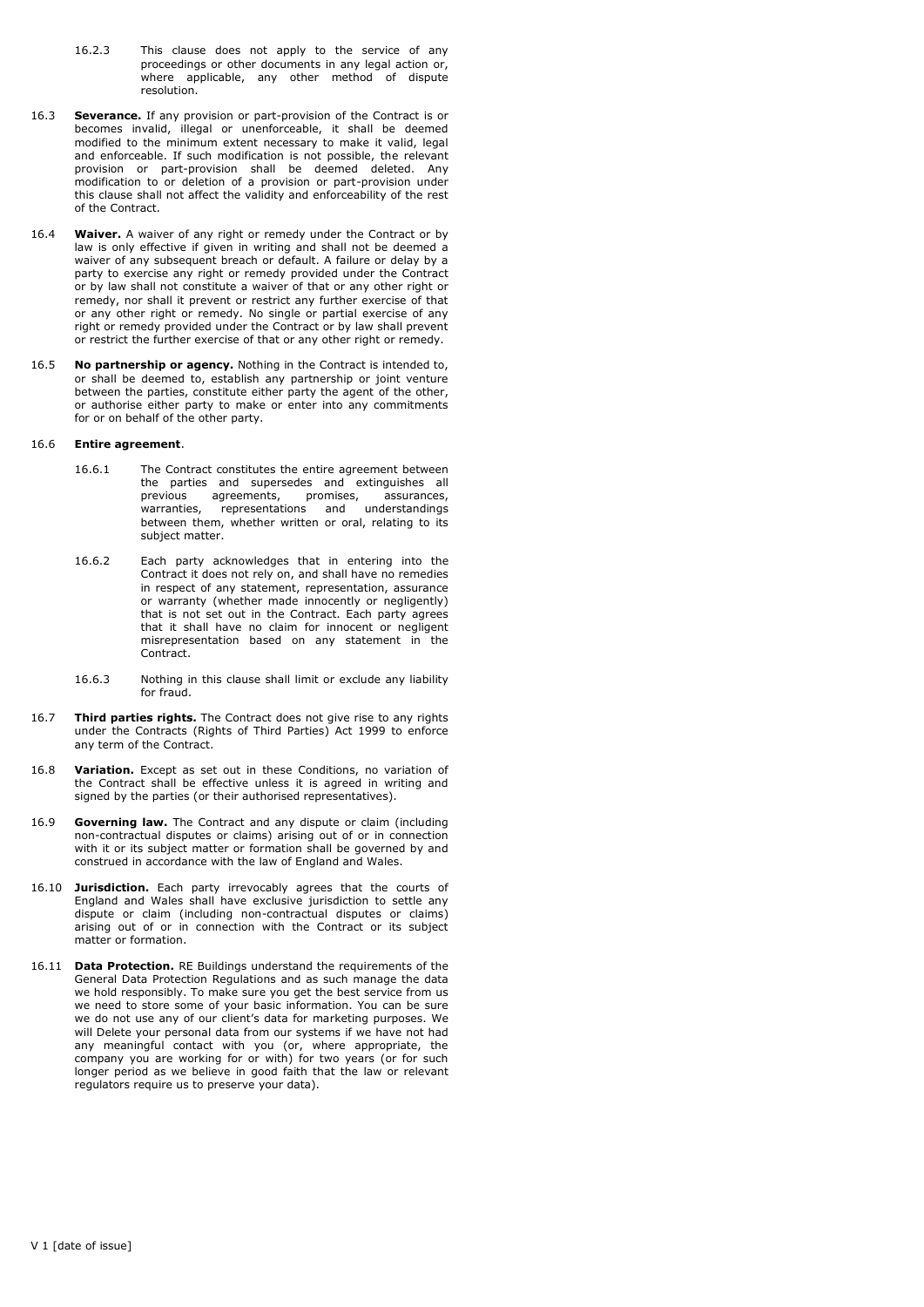16.2.3 This clause does not apply to the service of any proceedings or other documents in any legal action or, where applicable, any other method of dispute resolution.

16.3 **Severance.** If any provision or part-provision of the Contract is or becomes invalid, illegal or unenforceable, it shall be deemed modified to the minimum extent necessary to make it valid, legal and enforceable. If such modification is not possible, the relevant provision or part-provision shall be deemed deleted. Any modification to or deletion of a provision or part-provision under this clause shall not affect the validity and enforceability of the rest of the Contract.

16.4 **Waiver.** A waiver of any right or remedy under the Contract or by law is only effective if given in writing and shall not be deemed a waiver of any subsequent breach or default. A failure or delay by a party to exercise any right or remedy provided under the Contract or by law shall not constitute a waiver of that or any other right or remedy, nor shall it prevent or restrict any further exercise of that or any other right or remedy. No single or partial exercise of any right or remedy provided under the Contract or by law shall prevent or restrict the further exercise of that or any other right or remedy.

16.5 **No partnership or agency.** Nothing in the Contract is intended to, or shall be deemed to, establish any partnership or joint venture between the parties, constitute either party the agent of the other, or authorise either party to make or enter into any commitments for or on behalf of the other party.

16.6 **Entire agreement**.

16.6.1 The Contract constitutes the entire agreement between the parties and supersedes and extinguishes all previous agreements, promises, assurances, warranties, representations and understandings between them, whether written or oral, relating to its subject matter.

16.6.2 Each party acknowledges that in entering into the Contract it does not rely on, and shall have no remedies in respect of any statement, representation, assurance or warranty (whether made innocently or negligently) that is not set out in the Contract. Each party agrees that it shall have no claim for innocent or negligent misrepresentation based on any statement in the Contract.

16.6.3 Nothing in this clause shall limit or exclude any liability for fraud.

16.7 **Third parties rights.** The Contract does not give rise to any rights under the Contracts (Rights of Third Parties) Act 1999 to enforce any term of the Contract.

16.8 **Variation.** Except as set out in these Conditions, no variation of the Contract shall be effective unless it is agreed in writing and signed by the parties (or their authorised representatives).

16.9 **Governing law.** The Contract and any dispute or claim (including non-contractual disputes or claims) arising out of or in connection with it or its subject matter or formation shall be governed by and construed in accordance with the law of England and Wales.

16.10 **Jurisdiction.** Each party irrevocably agrees that the courts of England and Wales shall have exclusive jurisdiction to settle any dispute or claim (including non-contractual disputes or claims) arising out of or in connection with the Contract or its subject matter or formation.

16.11 **Data Protection.** RE Buildings understand the requirements of the General Data Protection Regulations and as such manage the data we hold responsibly. To make sure you get the best service from us we need to store some of your basic information. You can be sure we do not use any of our client's data for marketing purposes. We will Delete your personal data from our systems if we have not had any meaningful contact with you (or, where appropriate, the company you are working for or with) for two years (or for such longer period as we believe in good faith that the law or relevant regulators require us to preserve your data).

V 1 [date of issue]